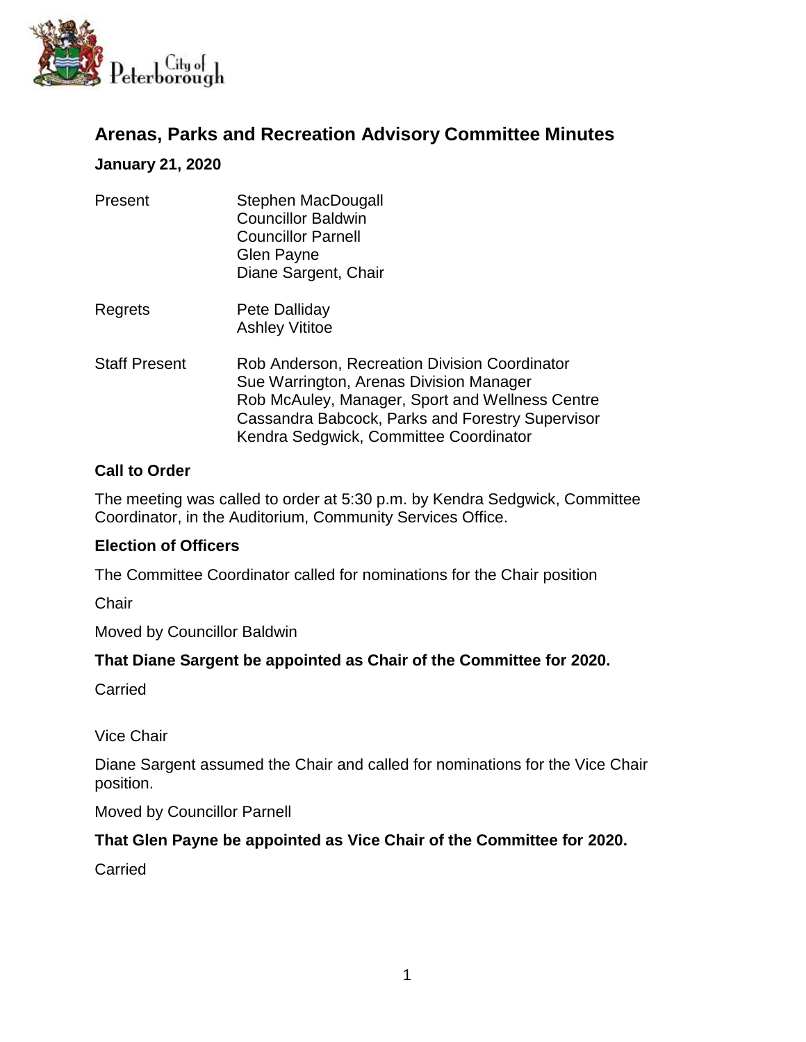# Arenas, Parks and Recreation Advisory Committee Minutes

**January 21, 2020**

| | |
|---|---|
| Present | Stephen MacDougall<br>Councillor Baldwin<br>Councillor Parnell<br>Glen Payne<br>Diane Sargent, Chair |
| Regrets | Pete Dalliday<br>Ashley Vititoe |
| Staff Present | Rob Anderson, Recreation Division Coordinator<br>Sue Warrington, Arenas Division Manager<br>Rob McAuley, Manager, Sport and Wellness Centre<br>Cassandra Babcock, Parks and Forestry Supervisor<br>Kendra Sedgwick, Committee Coordinator |

### Call to Order

The meeting was called to order at 5:30 p.m. by Kendra Sedgwick, Committee Coordinator, in the Auditorium, Community Services Office.

### Election of Officers

The Committee Coordinator called for nominations for the Chair position

Chair

Moved by Councillor Baldwin

**That Diane Sargent be appointed as Chair of the Committee for 2020.**

Carried

Vice Chair

Diane Sargent assumed the Chair and called for nominations for the Vice Chair position.

Moved by Councillor Parnell

**That Glen Payne be appointed as Vice Chair of the Committee for 2020.**

Carried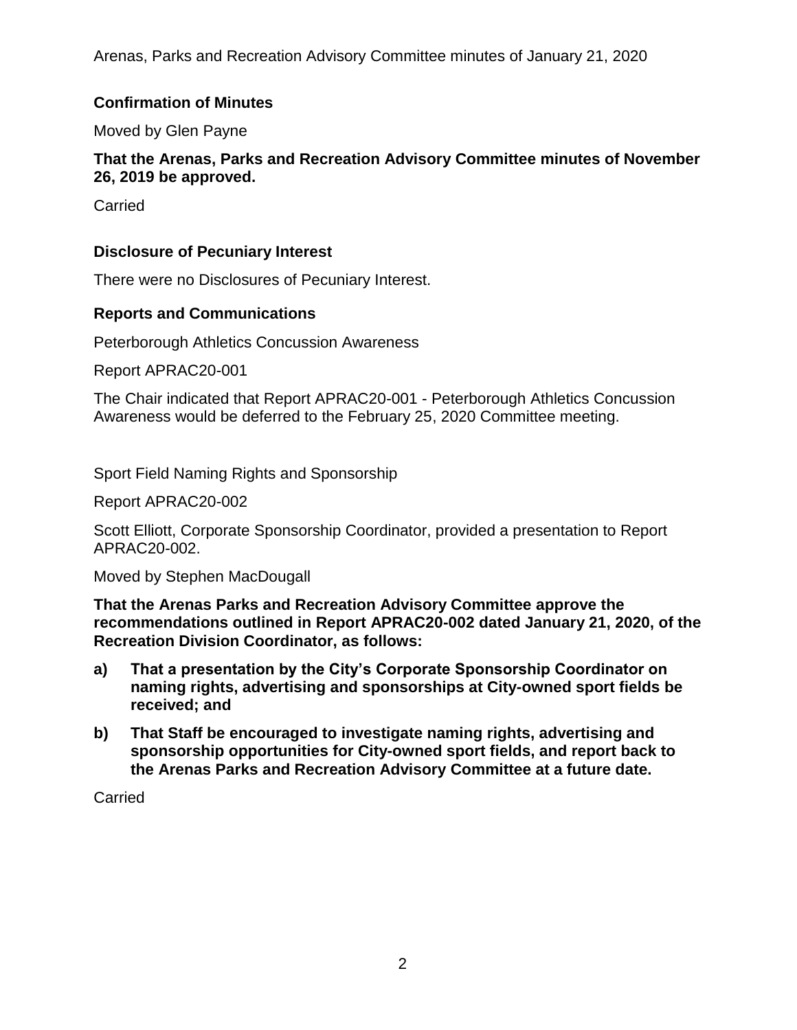## Confirmation of Minutes

Moved by Glen Payne

**That the Arenas, Parks and Recreation Advisory Committee minutes of November 26, 2019 be approved.**

Carried

## Disclosure of Pecuniary Interest

There were no Disclosures of Pecuniary Interest.

## Reports and Communications

Peterborough Athletics Concussion Awareness

Report APRAC20-001

The Chair indicated that Report APRAC20-001 - Peterborough Athletics Concussion Awareness would be deferred to the February 25, 2020 Committee meeting.

Sport Field Naming Rights and Sponsorship

Report APRAC20-002

Scott Elliott, Corporate Sponsorship Coordinator, provided a presentation to Report APRAC20-002.

Moved by Stephen MacDougall

**That the Arenas Parks and Recreation Advisory Committee approve the recommendations outlined in Report APRAC20-002 dated January 21, 2020, of the Recreation Division Coordinator, as follows:**

**a) That a presentation by the City's Corporate Sponsorship Coordinator on naming rights, advertising and sponsorships at City-owned sport fields be received; and**

**b) That Staff be encouraged to investigate naming rights, advertising and sponsorship opportunities for City-owned sport fields, and report back to the Arenas Parks and Recreation Advisory Committee at a future date.**

Carried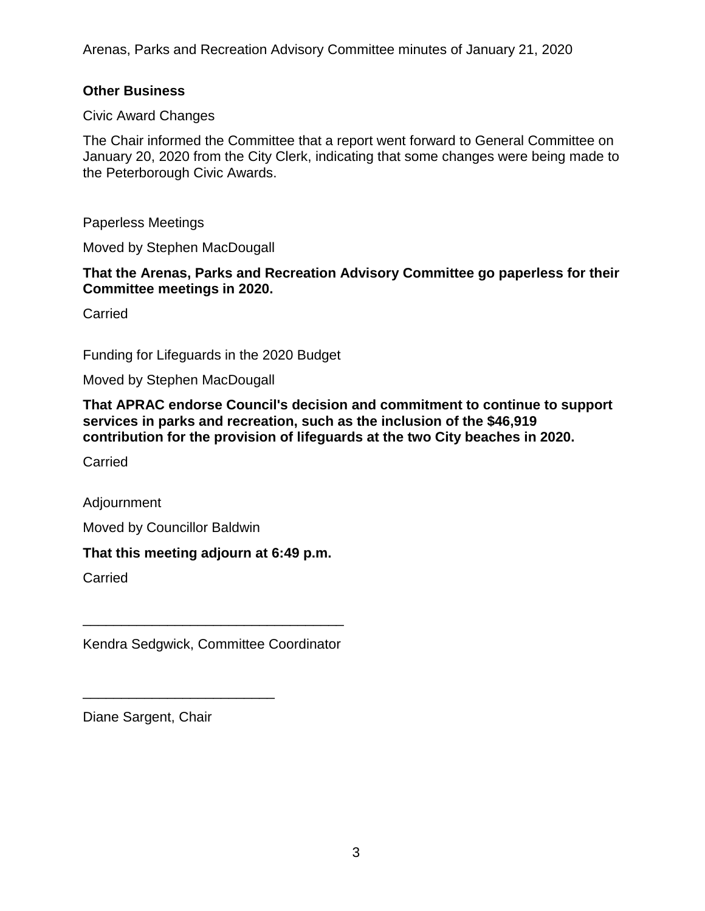## Other Business

Civic Award Changes

The Chair informed the Committee that a report went forward to General Committee on January 20, 2020 from the City Clerk, indicating that some changes were being made to the Peterborough Civic Awards.

Paperless Meetings

Moved by Stephen MacDougall

**That the Arenas, Parks and Recreation Advisory Committee go paperless for their Committee meetings in 2020.**

Carried

Funding for Lifeguards in the 2020 Budget

Moved by Stephen MacDougall

**That APRAC endorse Council's decision and commitment to continue to support services in parks and recreation, such as the inclusion of the $46,919 contribution for the provision of lifeguards at the two City beaches in 2020.**

Carried

Adjournment

Moved by Councillor Baldwin

**That this meeting adjourn at 6:49 p.m.**

Carried

_________________________________

Kendra Sedgwick, Committee Coordinator

________________________

Diane Sargent, Chair